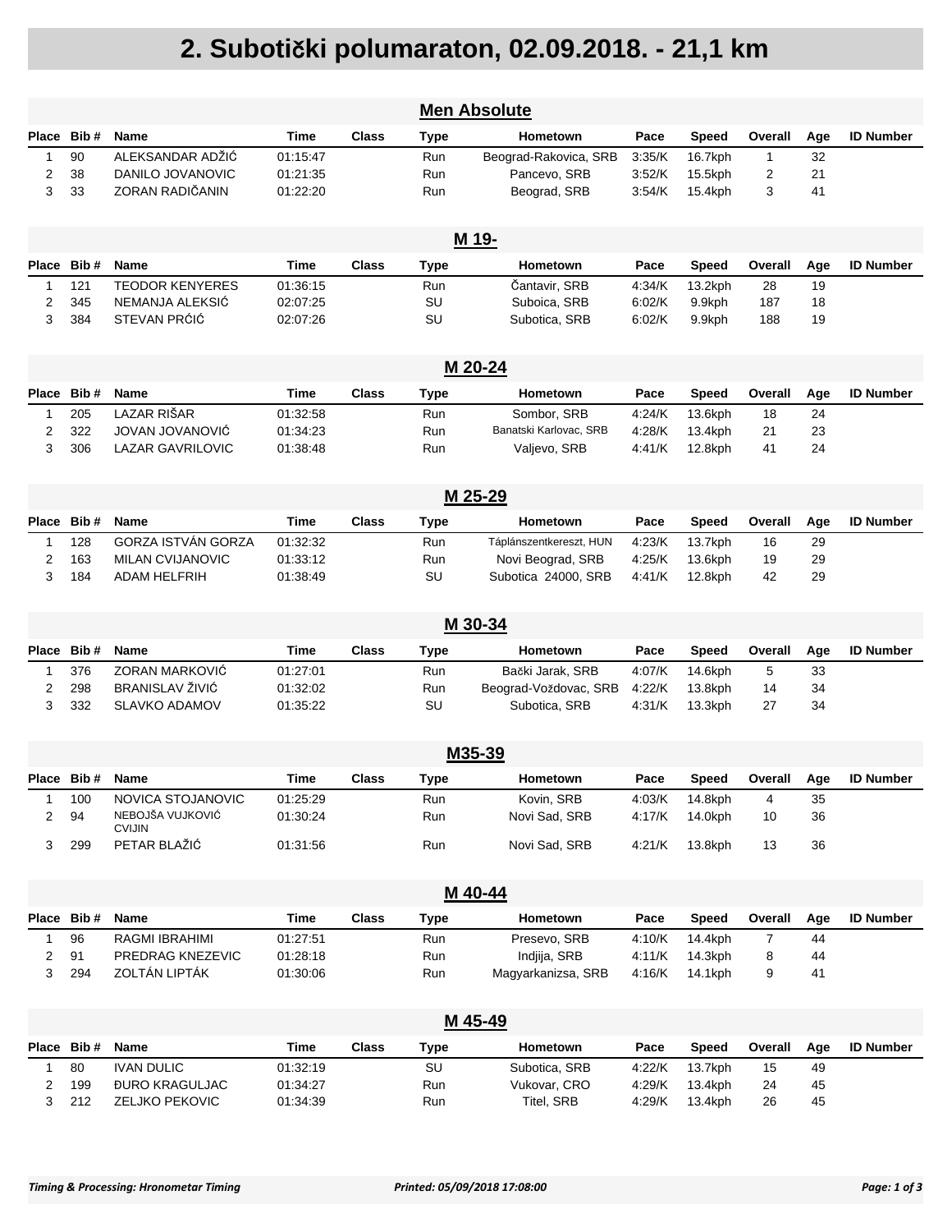# 2. Subotički polumaraton, 02.09.2018. - 21,1 km

## Men Absolute

| Place | Bib # | Name | Time | Class | Type | Hometown | Pace | Speed | Overall | Age | ID Number |
|---|---|---|---|---|---|---|---|---|---|---|---|
| 1 | 90 | ALEKSANDAR ADŽIĆ | 01:15:47 | | Run | Beograd-Rakovica, SRB | 3:35/K | 16.7kph | 1 | 32 | |
| 2 | 38 | DANILO JOVANOVIC | 01:21:35 | | Run | Pancevo, SRB | 3:52/K | 15.5kph | 2 | 21 | |
| 3 | 33 | ZORAN RADIČANIN | 01:22:20 | | Run | Beograd, SRB | 3:54/K | 15.4kph | 3 | 41 | |

## M 19-

| Place | Bib # | Name | Time | Class | Type | Hometown | Pace | Speed | Overall | Age | ID Number |
|---|---|---|---|---|---|---|---|---|---|---|---|
| 1 | 121 | TEODOR KENYERES | 01:36:15 | | Run | Čantavir, SRB | 4:34/K | 13.2kph | 28 | 19 | |
| 2 | 345 | NEMANJA ALEKSIĆ | 02:07:25 | | SU | Suboica, SRB | 6:02/K | 9.9kph | 187 | 18 | |
| 3 | 384 | STEVAN PRĆIĆ | 02:07:26 | | SU | Subotica, SRB | 6:02/K | 9.9kph | 188 | 19 | |

## M 20-24

| Place | Bib # | Name | Time | Class | Type | Hometown | Pace | Speed | Overall | Age | ID Number |
|---|---|---|---|---|---|---|---|---|---|---|---|
| 1 | 205 | LAZAR RIŠAR | 01:32:58 | | Run | Sombor, SRB | 4:24/K | 13.6kph | 18 | 24 | |
| 2 | 322 | JOVAN JOVANOVIĆ | 01:34:23 | | Run | Banatski Karlovac, SRB | 4:28/K | 13.4kph | 21 | 23 | |
| 3 | 306 | LAZAR GAVRILOVIC | 01:38:48 | | Run | Valjevo, SRB | 4:41/K | 12.8kph | 41 | 24 | |

## M 25-29

| Place | Bib # | Name | Time | Class | Type | Hometown | Pace | Speed | Overall | Age | ID Number |
|---|---|---|---|---|---|---|---|---|---|---|---|
| 1 | 128 | GORZA ISTVÁN GORZA | 01:32:32 | | Run | Táplánszentkereszt, HUN | 4:23/K | 13.7kph | 16 | 29 | |
| 2 | 163 | MILAN CVIJANOVIC | 01:33:12 | | Run | Novi Beograd, SRB | 4:25/K | 13.6kph | 19 | 29 | |
| 3 | 184 | ADAM HELFRIH | 01:38:49 | | SU | Subotica 24000, SRB | 4:41/K | 12.8kph | 42 | 29 | |

## M 30-34

| Place | Bib # | Name | Time | Class | Type | Hometown | Pace | Speed | Overall | Age | ID Number |
|---|---|---|---|---|---|---|---|---|---|---|---|
| 1 | 376 | ZORAN MARKOVIĆ | 01:27:01 | | Run | Bački Jarak, SRB | 4:07/K | 14.6kph | 5 | 33 | |
| 2 | 298 | BRANISLAV ŽIVIĆ | 01:32:02 | | Run | Beograd-Voždovac, SRB | 4:22/K | 13.8kph | 14 | 34 | |
| 3 | 332 | SLAVKO ADAMOV | 01:35:22 | | SU | Subotica, SRB | 4:31/K | 13.3kph | 27 | 34 | |

## M35-39

| Place | Bib # | Name | Time | Class | Type | Hometown | Pace | Speed | Overall | Age | ID Number |
|---|---|---|---|---|---|---|---|---|---|---|---|
| 1 | 100 | NOVICA STOJANOVIC | 01:25:29 | | Run | Kovin, SRB | 4:03/K | 14.8kph | 4 | 35 | |
| 2 | 94 | NEBOJŠA VUJKOVIĆ CVIJIN | 01:30:24 | | Run | Novi Sad, SRB | 4:17/K | 14.0kph | 10 | 36 | |
| 3 | 299 | PETAR BLAŽIĆ | 01:31:56 | | Run | Novi Sad, SRB | 4:21/K | 13.8kph | 13 | 36 | |

## M 40-44

| Place | Bib # | Name | Time | Class | Type | Hometown | Pace | Speed | Overall | Age | ID Number |
|---|---|---|---|---|---|---|---|---|---|---|---|
| 1 | 96 | RAGMI IBRAHIMI | 01:27:51 | | Run | Presevo, SRB | 4:10/K | 14.4kph | 7 | 44 | |
| 2 | 91 | PREDRAG KNEZEVIC | 01:28:18 | | Run | Indjija, SRB | 4:11/K | 14.3kph | 8 | 44 | |
| 3 | 294 | ZOLTÁN LIPTÁK | 01:30:06 | | Run | Magyarkanizsa, SRB | 4:16/K | 14.1kph | 9 | 41 | |

## M 45-49

| Place | Bib # | Name | Time | Class | Type | Hometown | Pace | Speed | Overall | Age | ID Number |
|---|---|---|---|---|---|---|---|---|---|---|---|
| 1 | 80 | IVAN DULIC | 01:32:19 | | SU | Subotica, SRB | 4:22/K | 13.7kph | 15 | 49 | |
| 2 | 199 | ĐURO KRAGULJAC | 01:34:27 | | Run | Vukovar, CRO | 4:29/K | 13.4kph | 24 | 45 | |
| 3 | 212 | ZELJKO PEKOVIC | 01:34:39 | | Run | Titel, SRB | 4:29/K | 13.4kph | 26 | 45 | |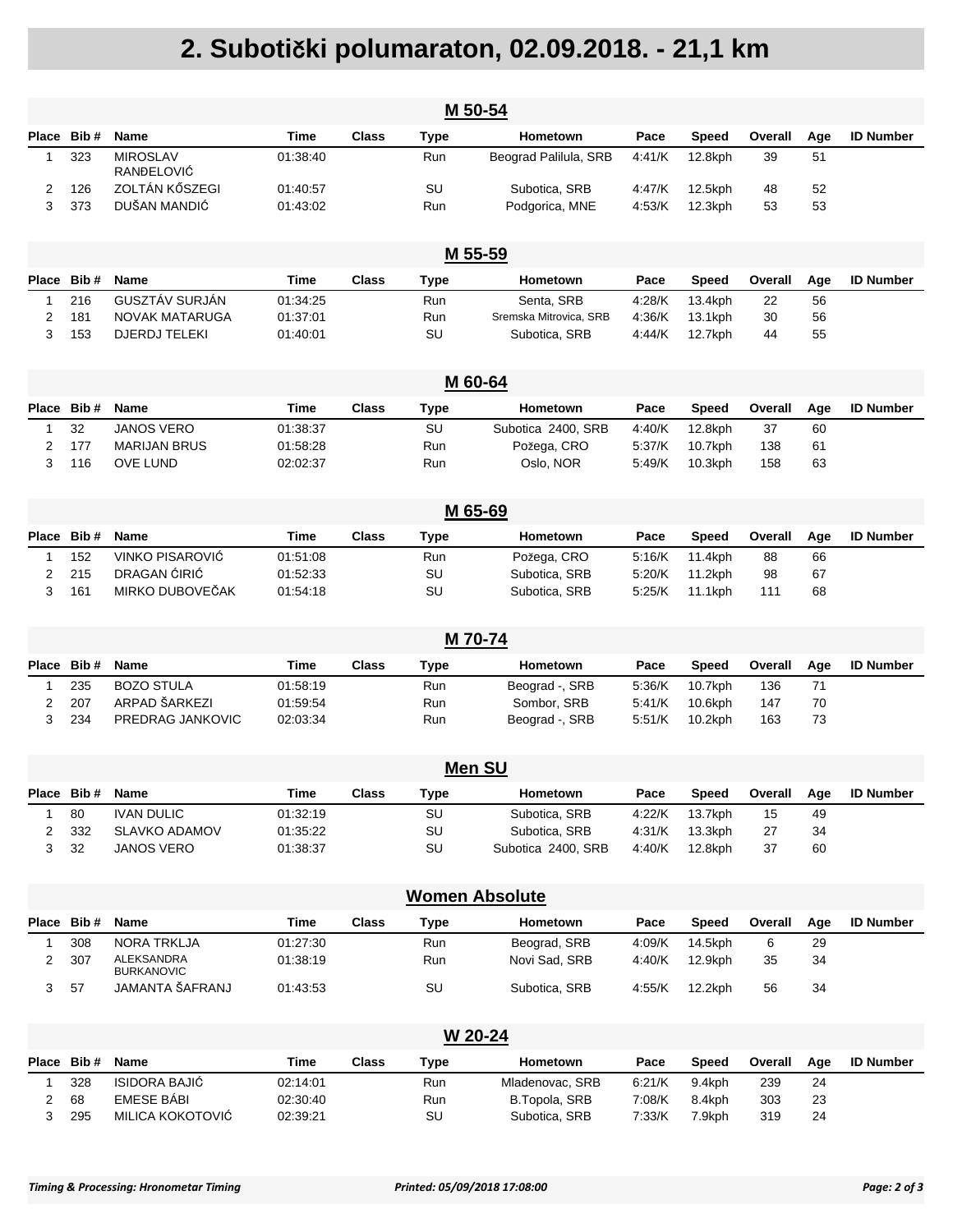# 2. Subotički polumaraton, 02.09.2018. - 21,1 km

## M 50-54

| Place | Bib # | Name | Time | Class | Type | Hometown | Pace | Speed | Overall | Age | ID Number |
|---|---|---|---|---|---|---|---|---|---|---|---|
| 1 | 323 | MIROSLAV RANĐELOVIĆ | 01:38:40 | | Run | Beograd Palilula, SRB | 4:41/K | 12.8kph | 39 | 51 | |
| 2 | 126 | ZOLTÁN KŐSZEGI | 01:40:57 | | SU | Subotica, SRB | 4:47/K | 12.5kph | 48 | 52 | |
| 3 | 373 | DUŠAN MANDIĆ | 01:43:02 | | Run | Podgorica, MNE | 4:53/K | 12.3kph | 53 | 53 | |

## M 55-59

| Place | Bib # | Name | Time | Class | Type | Hometown | Pace | Speed | Overall | Age | ID Number |
|---|---|---|---|---|---|---|---|---|---|---|---|
| 1 | 216 | GUSZTÁV SURJÁN | 01:34:25 | | Run | Senta, SRB | 4:28/K | 13.4kph | 22 | 56 | |
| 2 | 181 | NOVAK MATARUGA | 01:37:01 | | Run | Sremska Mitrovica, SRB | 4:36/K | 13.1kph | 30 | 56 | |
| 3 | 153 | DJERDJ TELEKI | 01:40:01 | | SU | Subotica, SRB | 4:44/K | 12.7kph | 44 | 55 | |

## M 60-64

| Place | Bib # | Name | Time | Class | Type | Hometown | Pace | Speed | Overall | Age | ID Number |
|---|---|---|---|---|---|---|---|---|---|---|---|
| 1 | 32 | JANOS VERO | 01:38:37 | | SU | Subotica 2400, SRB | 4:40/K | 12.8kph | 37 | 60 | |
| 2 | 177 | MARIJAN BRUS | 01:58:28 | | Run | Požega, CRO | 5:37/K | 10.7kph | 138 | 61 | |
| 3 | 116 | OVE LUND | 02:02:37 | | Run | Oslo, NOR | 5:49/K | 10.3kph | 158 | 63 | |

## M 65-69

| Place | Bib # | Name | Time | Class | Type | Hometown | Pace | Speed | Overall | Age | ID Number |
|---|---|---|---|---|---|---|---|---|---|---|---|
| 1 | 152 | VINKO PISAROVIĆ | 01:51:08 | | Run | Požega, CRO | 5:16/K | 11.4kph | 88 | 66 | |
| 2 | 215 | DRAGAN ĆIRIĆ | 01:52:33 | | SU | Subotica, SRB | 5:20/K | 11.2kph | 98 | 67 | |
| 3 | 161 | MIRKO DUBOVEČAK | 01:54:18 | | SU | Subotica, SRB | 5:25/K | 11.1kph | 111 | 68 | |

## M 70-74

| Place | Bib # | Name | Time | Class | Type | Hometown | Pace | Speed | Overall | Age | ID Number |
|---|---|---|---|---|---|---|---|---|---|---|---|
| 1 | 235 | BOZO STULA | 01:58:19 | | Run | Beograd -, SRB | 5:36/K | 10.7kph | 136 | 71 | |
| 2 | 207 | ARPAD ŠARKEZI | 01:59:54 | | Run | Sombor, SRB | 5:41/K | 10.6kph | 147 | 70 | |
| 3 | 234 | PREDRAG JANKOVIC | 02:03:34 | | Run | Beograd -, SRB | 5:51/K | 10.2kph | 163 | 73 | |

## Men SU

| Place | Bib # | Name | Time | Class | Type | Hometown | Pace | Speed | Overall | Age | ID Number |
|---|---|---|---|---|---|---|---|---|---|---|---|
| 1 | 80 | IVAN DULIC | 01:32:19 | | SU | Subotica, SRB | 4:22/K | 13.7kph | 15 | 49 | |
| 2 | 332 | SLAVKO ADAMOV | 01:35:22 | | SU | Subotica, SRB | 4:31/K | 13.3kph | 27 | 34 | |
| 3 | 32 | JANOS VERO | 01:38:37 | | SU | Subotica 2400, SRB | 4:40/K | 12.8kph | 37 | 60 | |

## Women Absolute

| Place | Bib # | Name | Time | Class | Type | Hometown | Pace | Speed | Overall | Age | ID Number |
|---|---|---|---|---|---|---|---|---|---|---|---|
| 1 | 308 | NORA TRKLJA | 01:27:30 | | Run | Beograd, SRB | 4:09/K | 14.5kph | 6 | 29 | |
| 2 | 307 | ALEKSANDRA BURKANOVIC | 01:38:19 | | Run | Novi Sad, SRB | 4:40/K | 12.9kph | 35 | 34 | |
| 3 | 57 | JAMANTA ŠAFRANJ | 01:43:53 | | SU | Subotica, SRB | 4:55/K | 12.2kph | 56 | 34 | |

## W 20-24

| Place | Bib # | Name | Time | Class | Type | Hometown | Pace | Speed | Overall | Age | ID Number |
|---|---|---|---|---|---|---|---|---|---|---|---|
| 1 | 328 | ISIDORA BAJIĆ | 02:14:01 | | Run | Mladenovac, SRB | 6:21/K | 9.4kph | 239 | 24 | |
| 2 | 68 | EMESE BÁBI | 02:30:40 | | Run | B.Topola, SRB | 7:08/K | 8.4kph | 303 | 23 | |
| 3 | 295 | MILICA KOKOTOVIĆ | 02:39:21 | | SU | Subotica, SRB | 7:33/K | 7.9kph | 319 | 24 | |

*Timing & Processing: Hronometar Timing* *Printed: 05/09/2018 17:08:00*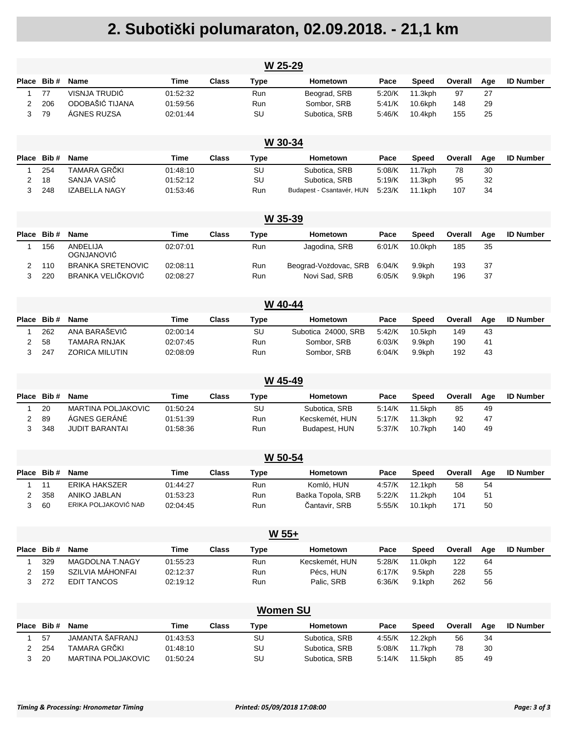# 2. Subotički polumaraton, 02.09.2018. - 21,1 km

## W 25-29

| Place | Bib # | Name | Time | Class | Type | Hometown | Pace | Speed | Overall | Age | ID Number |
|---|---|---|---|---|---|---|---|---|---|---|---|
| 1 | 77 | VISNJA TRUDIĆ | 01:52:32 | | Run | Beograd, SRB | 5:20/K | 11.3kph | 97 | 27 | |
| 2 | 206 | ODOBAŠIĆ TIJANA | 01:59:56 | | Run | Sombor, SRB | 5:41/K | 10.6kph | 148 | 29 | |
| 3 | 79 | ÁGNES RUZSA | 02:01:44 | | SU | Subotica, SRB | 5:46/K | 10.4kph | 155 | 25 | |

## W 30-34

| Place | Bib # | Name | Time | Class | Type | Hometown | Pace | Speed | Overall | Age | ID Number |
|---|---|---|---|---|---|---|---|---|---|---|---|
| 1 | 254 | TAMARA GRČKI | 01:48:10 | | SU | Subotica, SRB | 5:08/K | 11.7kph | 78 | 30 | |
| 2 | 18 | SANJA VASIĆ | 01:52:12 | | SU | Subotica, SRB | 5:19/K | 11.3kph | 95 | 32 | |
| 3 | 248 | IZABELLA NAGY | 01:53:46 | | Run | Budapest - Csantavér, HUN | 5:23/K | 11.1kph | 107 | 34 | |

## W 35-39

| Place | Bib # | Name | Time | Class | Type | Hometown | Pace | Speed | Overall | Age | ID Number |
|---|---|---|---|---|---|---|---|---|---|---|---|
| 1 | 156 | ANĐELIJA OGNJANOVIĆ | 02:07:01 | | Run | Jagodina, SRB | 6:01/K | 10.0kph | 185 | 35 | |
| 2 | 110 | BRANKA SRETENOVIC | 02:08:11 | | Run | Beograd-Voždovac, SRB | 6:04/K | 9.9kph | 193 | 37 | |
| 3 | 220 | BRANKA VELIČKOVIĆ | 02:08:27 | | Run | Novi Sad, SRB | 6:05/K | 9.9kph | 196 | 37 | |

## W 40-44

| Place | Bib # | Name | Time | Class | Type | Hometown | Pace | Speed | Overall | Age | ID Number |
|---|---|---|---|---|---|---|---|---|---|---|---|
| 1 | 262 | ANA BARAŠEVIĆ | 02:00:14 | | SU | Subotica 24000, SRB | 5:42/K | 10.5kph | 149 | 43 | |
| 2 | 58 | TAMARA RNJAK | 02:07:45 | | Run | Sombor, SRB | 6:03/K | 9.9kph | 190 | 41 | |
| 3 | 247 | ZORICA MILUTIN | 02:08:09 | | Run | Sombor, SRB | 6:04/K | 9.9kph | 192 | 43 | |

## W 45-49

| Place | Bib # | Name | Time | Class | Type | Hometown | Pace | Speed | Overall | Age | ID Number |
|---|---|---|---|---|---|---|---|---|---|---|---|
| 1 | 20 | MARTINA POLJAKOVIC | 01:50:24 | | SU | Subotica, SRB | 5:14/K | 11.5kph | 85 | 49 | |
| 2 | 89 | ÁGNES GERÁNÉ | 01:51:39 | | Run | Kecskemét, HUN | 5:17/K | 11.3kph | 92 | 47 | |
| 3 | 348 | JUDIT BARANTAI | 01:58:36 | | Run | Budapest, HUN | 5:37/K | 10.7kph | 140 | 49 | |

## W 50-54

| Place | Bib # | Name | Time | Class | Type | Hometown | Pace | Speed | Overall | Age | ID Number |
|---|---|---|---|---|---|---|---|---|---|---|---|
| 1 | 11 | ERIKA HAKSZER | 01:44:27 | | Run | Komló, HUN | 4:57/K | 12.1kph | 58 | 54 | |
| 2 | 358 | ANIKO JABLAN | 01:53:23 | | Run | Bačka Topola, SRB | 5:22/K | 11.2kph | 104 | 51 | |
| 3 | 60 | ERIKA POLJAKOVIĆ NAĐ | 02:04:45 | | Run | Čantavir, SRB | 5:55/K | 10.1kph | 171 | 50 | |

## W 55+

| Place | Bib # | Name | Time | Class | Type | Hometown | Pace | Speed | Overall | Age | ID Number |
|---|---|---|---|---|---|---|---|---|---|---|---|
| 1 | 329 | MAGDOLNA T.NAGY | 01:55:23 | | Run | Kecskemét, HUN | 5:28/K | 11.0kph | 122 | 64 | |
| 2 | 159 | SZILVIA MÁHONFAI | 02:12:37 | | Run | Pécs, HUN | 6:17/K | 9.5kph | 228 | 55 | |
| 3 | 272 | EDIT TANCOS | 02:19:12 | | Run | Palic, SRB | 6:36/K | 9.1kph | 262 | 56 | |

## Women SU

| Place | Bib # | Name | Time | Class | Type | Hometown | Pace | Speed | Overall | Age | ID Number |
|---|---|---|---|---|---|---|---|---|---|---|---|
| 1 | 57 | JAMANTA ŠAFRANJ | 01:43:53 | | SU | Subotica, SRB | 4:55/K | 12.2kph | 56 | 34 | |
| 2 | 254 | TAMARA GRČKI | 01:48:10 | | SU | Subotica, SRB | 5:08/K | 11.7kph | 78 | 30 | |
| 3 | 20 | MARTINA POLJAKOVIC | 01:50:24 | | SU | Subotica, SRB | 5:14/K | 11.5kph | 85 | 49 | |

*Timing & Processing: Hronometar Timing* *Printed: 05/09/2018 17:08:00*